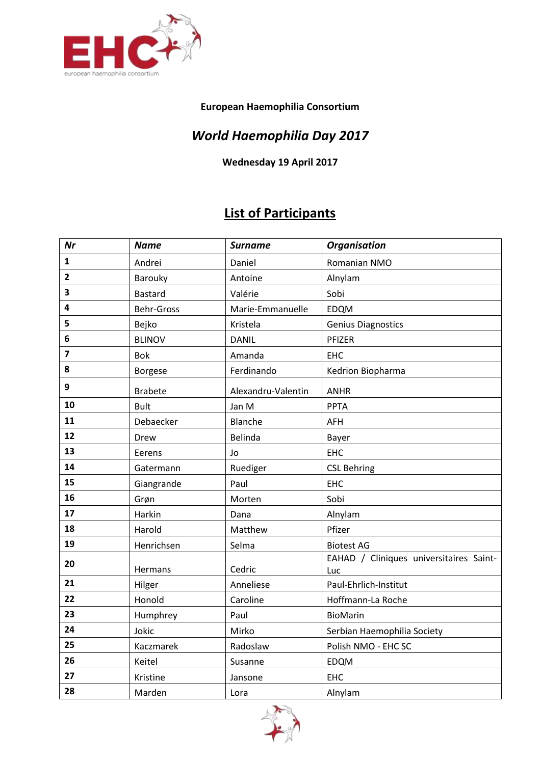**European Haemophilia Consortium**

## *World Haemophilia Day 2017*

**Wednesday 19 April 2017**

## List of Participants

| ***Nr*** | ***Name*** | ***Surname*** | ***Organisation*** |
|---|---|---|---|
| **1** | Andrei | Daniel | Romanian NMO |
| **2** | Barouky | Antoine | Alnylam |
| **3** | Bastard | Valérie | Sobi |
| **4** | Behr-Gross | Marie-Emmanuelle | EDQM |
| **5** | Bejko | Kristela | Genius Diagnostics |
| **6** | BLINOV | DANIL | PFIZER |
| **7** | Bok | Amanda | EHC |
| **8** | Borgese | Ferdinando | Kedrion Biopharma |
| **9** | Brabete | Alexandru-Valentin | ANHR |
| **10** | Bult | Jan M | PPTA |
| **11** | Debaecker | Blanche | AFH |
| **12** | Drew | Belinda | Bayer |
| **13** | Eerens | Jo | EHC |
| **14** | Gatermann | Ruediger | CSL Behring |
| **15** | Giangrande | Paul | EHC |
| **16** | Grøn | Morten | Sobi |
| **17** | Harkin | Dana | Alnylam |
| **18** | Harold | Matthew | Pfizer |
| **19** | Henrichsen | Selma | Biotest AG |
| **20** | Hermans | Cedric | EAHAD / Cliniques universitaires Saint-Luc |
| **21** | Hilger | Anneliese | Paul-Ehrlich-Institut |
| **22** | Honold | Caroline | Hoffmann-La Roche |
| **23** | Humphrey | Paul | BioMarin |
| **24** | Jokic | Mirko | Serbian Haemophilia Society |
| **25** | Kaczmarek | Radoslaw | Polish NMO - EHC SC |
| **26** | Keitel | Susanne | EDQM |
| **27** | Kristine | Jansone | EHC |
| **28** | Marden | Lora | Alnylam |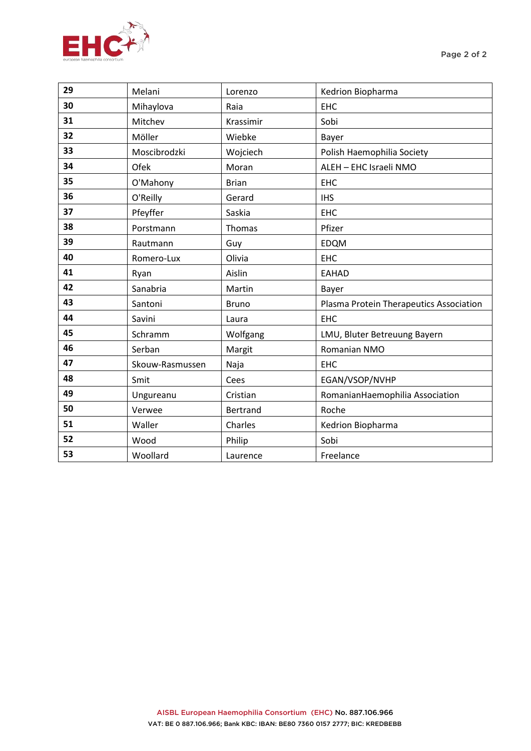| | | | |
|---|---|---|---|
| **29** | Melani | Lorenzo | Kedrion Biopharma |
| **30** | Mihaylova | Raia | EHC |
| **31** | Mitchev | Krassimir | Sobi |
| **32** | Möller | Wiebke | Bayer |
| **33** | Moscibrodzki | Wojciech | Polish Haemophilia Society |
| **34** | Ofek | Moran | ALEH – EHC Israeli NMO |
| **35** | O'Mahony | Brian | EHC |
| **36** | O'Reilly | Gerard | IHS |
| **37** | Pfeyffer | Saskia | EHC |
| **38** | Porstmann | Thomas | Pfizer |
| **39** | Rautmann | Guy | EDQM |
| **40** | Romero-Lux | Olivia | EHC |
| **41** | Ryan | Aislin | EAHAD |
| **42** | Sanabria | Martin | Bayer |
| **43** | Santoni | Bruno | Plasma Protein Therapeutics Association |
| **44** | Savini | Laura | EHC |
| **45** | Schramm | Wolfgang | LMU, Bluter Betreuung Bayern |
| **46** | Serban | Margit | Romanian NMO |
| **47** | Skouw-Rasmussen | Naja | EHC |
| **48** | Smit | Cees | EGAN/VSOP/NVHP |
| **49** | Ungureanu | Cristian | RomanianHaemophilia Association |
| **50** | Verwee | Bertrand | Roche |
| **51** | Waller | Charles | Kedrion Biopharma |
| **52** | Wood | Philip | Sobi |
| **53** | Woollard | Laurence | Freelance |